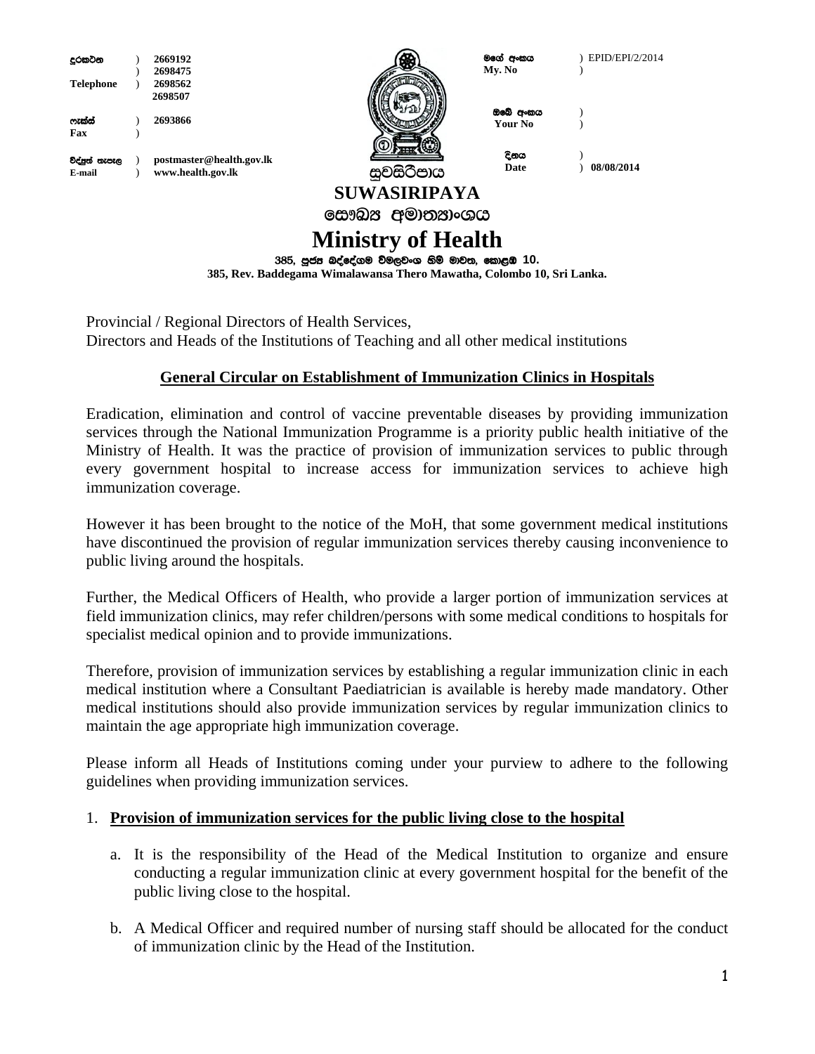| දුරකථන | ) | 2669192 | | මගේ අංකය | ) EPID/EPI/2/2014 |
|---|---|---|---|---|---|
| | ) | 2698475 | | My. No | ) |
| Telephone | ) | 2698562 | | | |
| | | 2698507 | | | |
| ෆැක්ස් | ) | 2693866 | | ඔබේ අංකය | ) |
| Fax | ) | | | Your No | ) |
| විද්‍යුත් තැපැල | ) | postmaster@health.gov.lk | | දිනය | ) |
| E-mail | ) | www.health.gov.lk | සුවසිරිපාය | Date | ) 08/08/2014 |

**SUWASIRIPAYA**

සෞඛ්‍ය අමාත්‍යාංශය

# Ministry of Health

**385, පූජ්‍ය බද්දේගම විමලවංශ හිමි මාවත, කොළඹ 10.**
**385, Rev. Baddegama Wimalawansa Thero Mawatha, Colombo 10, Sri Lanka.**

Provincial / Regional Directors of Health Services,
Directors and Heads of the Institutions of Teaching and all other medical institutions

## General Circular on Establishment of Immunization Clinics in Hospitals

Eradication, elimination and control of vaccine preventable diseases by providing immunization services through the National Immunization Programme is a priority public health initiative of the Ministry of Health. It was the practice of provision of immunization services to public through every government hospital to increase access for immunization services to achieve high immunization coverage.

However it has been brought to the notice of the MoH, that some government medical institutions have discontinued the provision of regular immunization services thereby causing inconvenience to public living around the hospitals.

Further, the Medical Officers of Health, who provide a larger portion of immunization services at field immunization clinics, may refer children/persons with some medical conditions to hospitals for specialist medical opinion and to provide immunizations.

Therefore, provision of immunization services by establishing a regular immunization clinic in each medical institution where a Consultant Paediatrician is available is hereby made mandatory. Other medical institutions should also provide immunization services by regular immunization clinics to maintain the age appropriate high immunization coverage.

Please inform all Heads of Institutions coming under your purview to adhere to the following guidelines when providing immunization services.

1. **Provision of immunization services for the public living close to the hospital**

    a. It is the responsibility of the Head of the Medical Institution to organize and ensure conducting a regular immunization clinic at every government hospital for the benefit of the public living close to the hospital.

    b. A Medical Officer and required number of nursing staff should be allocated for the conduct of immunization clinic by the Head of the Institution.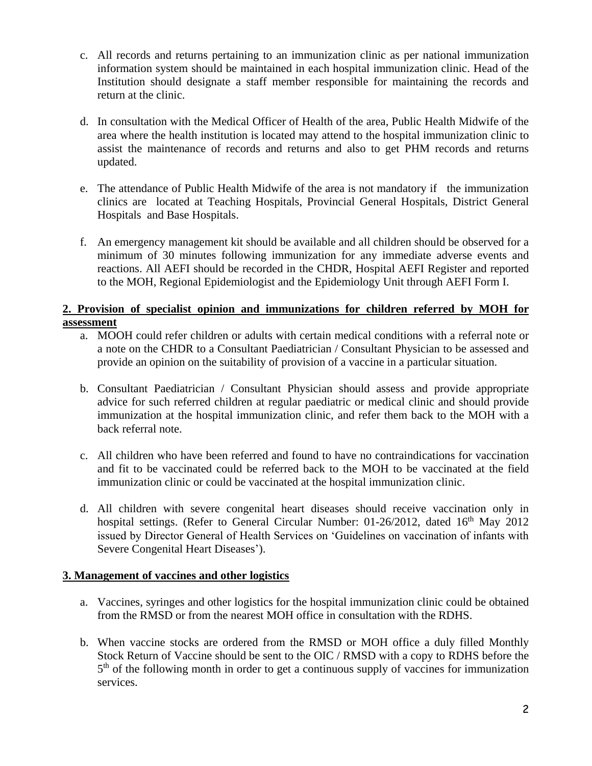c. All records and returns pertaining to an immunization clinic as per national immunization information system should be maintained in each hospital immunization clinic. Head of the Institution should designate a staff member responsible for maintaining the records and return at the clinic.

d. In consultation with the Medical Officer of Health of the area, Public Health Midwife of the area where the health institution is located may attend to the hospital immunization clinic to assist the maintenance of records and returns and also to get PHM records and returns updated.

e. The attendance of Public Health Midwife of the area is not mandatory if the immunization clinics are located at Teaching Hospitals, Provincial General Hospitals, District General Hospitals and Base Hospitals.

f. An emergency management kit should be available and all children should be observed for a minimum of 30 minutes following immunization for any immediate adverse events and reactions. All AEFI should be recorded in the CHDR, Hospital AEFI Register and reported to the MOH, Regional Epidemiologist and the Epidemiology Unit through AEFI Form I.

**2. Provision of specialist opinion and immunizations for children referred by MOH for assessment**

a. MOOH could refer children or adults with certain medical conditions with a referral note or a note on the CHDR to a Consultant Paediatrician / Consultant Physician to be assessed and provide an opinion on the suitability of provision of a vaccine in a particular situation.

b. Consultant Paediatrician / Consultant Physician should assess and provide appropriate advice for such referred children at regular paediatric or medical clinic and should provide immunization at the hospital immunization clinic, and refer them back to the MOH with a back referral note.

c. All children who have been referred and found to have no contraindications for vaccination and fit to be vaccinated could be referred back to the MOH to be vaccinated at the field immunization clinic or could be vaccinated at the hospital immunization clinic.

d. All children with severe congenital heart diseases should receive vaccination only in hospital settings. (Refer to General Circular Number: 01-26/2012, dated 16th May 2012 issued by Director General of Health Services on 'Guidelines on vaccination of infants with Severe Congenital Heart Diseases').

**3. Management of vaccines and other logistics**

a. Vaccines, syringes and other logistics for the hospital immunization clinic could be obtained from the RMSD or from the nearest MOH office in consultation with the RDHS.

b. When vaccine stocks are ordered from the RMSD or MOH office a duly filled Monthly Stock Return of Vaccine should be sent to the OIC / RMSD with a copy to RDHS before the 5th of the following month in order to get a continuous supply of vaccines for immunization services.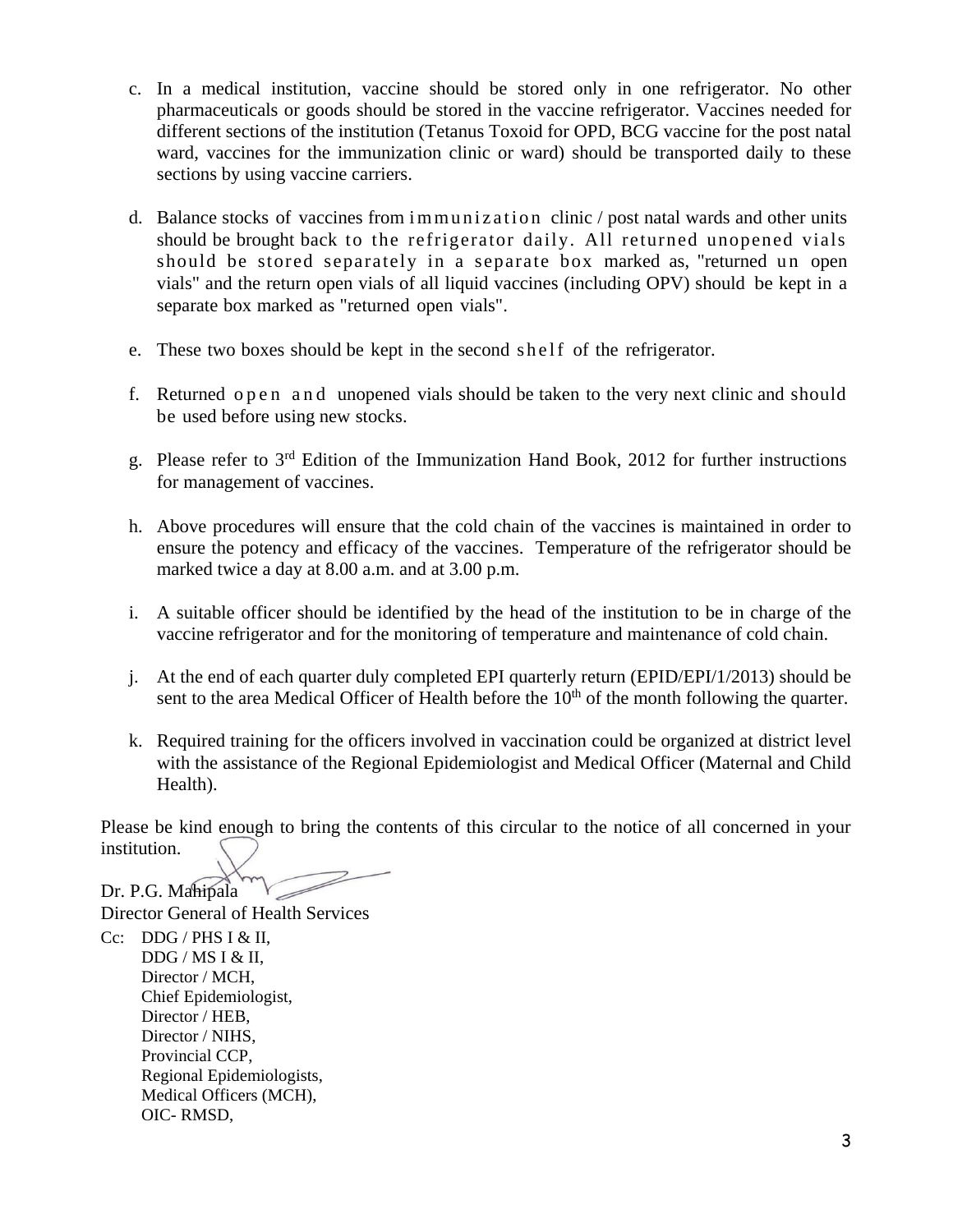c. In a medical institution, vaccine should be stored only in one refrigerator. No other pharmaceuticals or goods should be stored in the vaccine refrigerator. Vaccines needed for different sections of the institution (Tetanus Toxoid for OPD, BCG vaccine for the post natal ward, vaccines for the immunization clinic or ward) should be transported daily to these sections by using vaccine carriers.

d. Balance stocks of vaccines from immunization clinic / post natal wards and other units should be brought back to the refrigerator daily. All returned unopened vials should be stored separately in a separate box marked as, "returned un open vials" and the return open vials of all liquid vaccines (including OPV) should be kept in a separate box marked as "returned open vials".

e. These two boxes should be kept in the second shelf of the refrigerator.

f. Returned open and unopened vials should be taken to the very next clinic and should be used before using new stocks.

g. Please refer to 3rd Edition of the Immunization Hand Book, 2012 for further instructions for management of vaccines.

h. Above procedures will ensure that the cold chain of the vaccines is maintained in order to ensure the potency and efficacy of the vaccines. Temperature of the refrigerator should be marked twice a day at 8.00 a.m. and at 3.00 p.m.

i. A suitable officer should be identified by the head of the institution to be in charge of the vaccine refrigerator and for the monitoring of temperature and maintenance of cold chain.

j. At the end of each quarter duly completed EPI quarterly return (EPID/EPI/1/2013) should be sent to the area Medical Officer of Health before the 10th of the month following the quarter.

k. Required training for the officers involved in vaccination could be organized at district level with the assistance of the Regional Epidemiologist and Medical Officer (Maternal and Child Health).

Please be kind enough to bring the contents of this circular to the notice of all concerned in your institution.

Dr. P.G. Mahipala
Director General of Health Services

Cc: DDG / PHS I & II,
DDG / MS I & II,
Director / MCH,
Chief Epidemiologist,
Director / HEB,
Director / NIHS,
Provincial CCP,
Regional Epidemiologists,
Medical Officers (MCH),
OIC- RMSD,